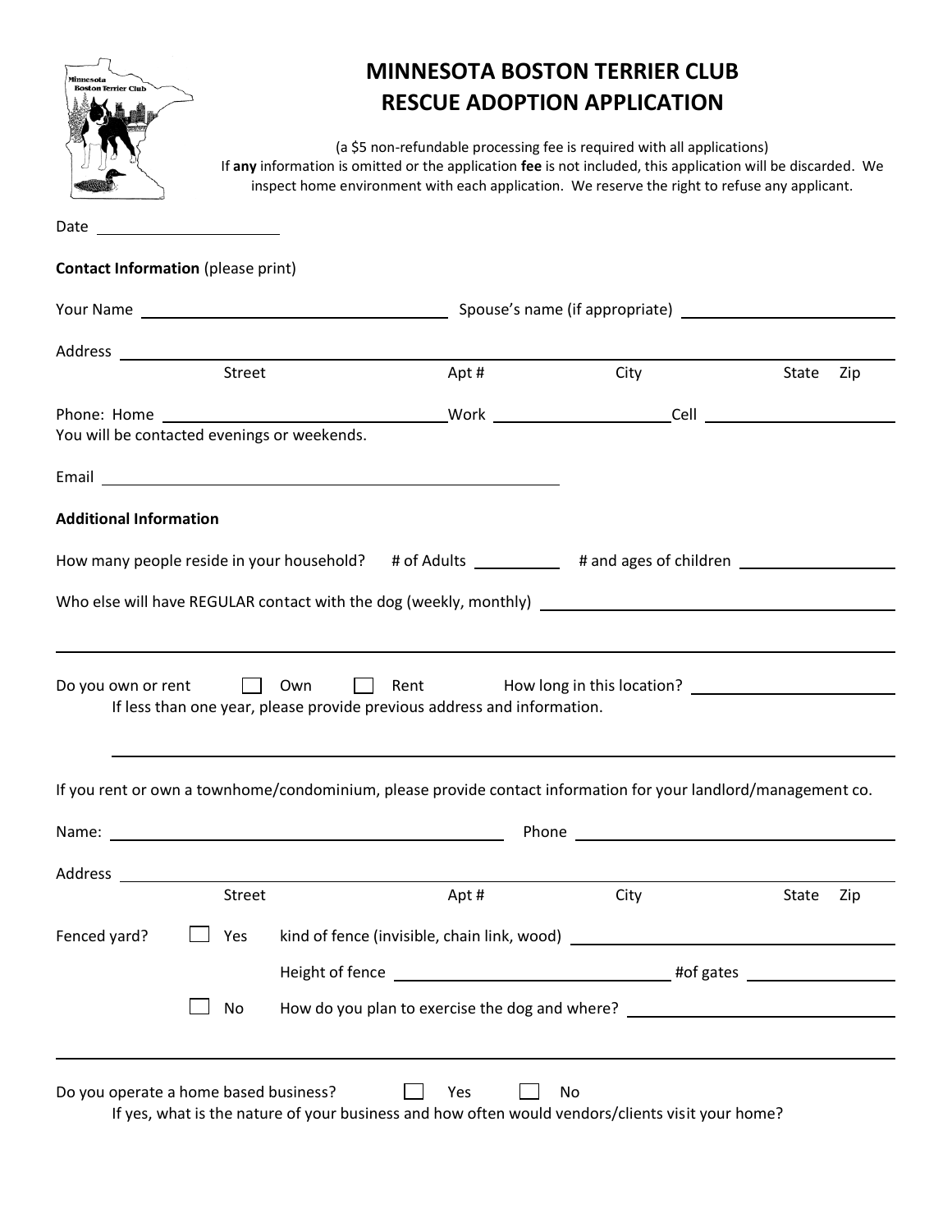# MINNESOTA BOSTON TERRIER CLUB
# RESCUE ADOPTION APPLICATION

(a $5 non-refundable processing fee is required with all applications)
If **any** information is omitted or the application **fee** is not included, this application will be discarded. We inspect home environment with each application. We reserve the right to refuse any applicant.

Date ______________________

**Contact Information** (please print)

Your Name ______________________________ Spouse's name (if appropriate) ______________________________

Address ____________________________________________________________________________________
Street Apt # City State Zip

Phone: Home ______________________ Work ______________________ Cell ______________________
You will be contacted evenings or weekends.

Email ____________________________________________

**Additional Information**

How many people reside in your household? # of Adults __________ # and ages of children __________________

Who else will have REGULAR contact with the dog (weekly, monthly) ______________________________________

_____________________________________________________________________________________________

Do you own or rent ☐ Own ☐ Rent How long in this location? ______________________
If less than one year, please provide previous address and information.

_____________________________________________________________________________________________

If you rent or own a townhome/condominium, please provide contact information for your landlord/management co.

Name: ____________________________________________ Phone ____________________________________

Address ____________________________________________________________________________________
Street Apt # City State Zip

Fenced yard? ☐ Yes kind of fence (invisible, chain link, wood) ______________________________________

Height of fence ______________________________ #of gates __________________

☐ No How do you plan to exercise the dog and where? ______________________________________

_____________________________________________________________________________________________

Do you operate a home based business? ☐ Yes ☐ No
If yes, what is the nature of your business and how often would vendors/clients visit your home?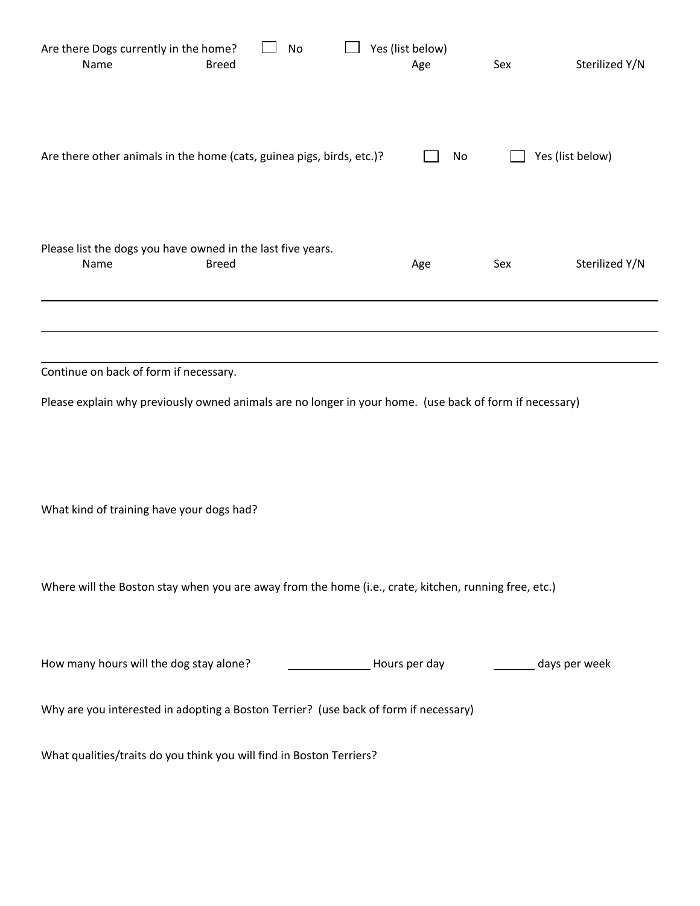Are there Dogs currently in the home? ☐ No ☐ Yes (list below)

| Name | Breed | Age | Sex | Sterilized Y/N |
|---|---|---|---|---|
| | | | | |

Are there other animals in the home (cats, guinea pigs, birds, etc.)? ☐ No ☐ Yes (list below)

Please list the dogs you have owned in the last five years.

| Name | Breed | Age | Sex | Sterilized Y/N |
|---|---|---|---|---|
| | | | | |
| | | | | |

Continue on back of form if necessary.

Please explain why previously owned animals are no longer in your home. (use back of form if necessary)

What kind of training have your dogs had?

Where will the Boston stay when you are away from the home (i.e., crate, kitchen, running free, etc.)

How many hours will the dog stay alone? ______________ Hours per day _______ days per week

Why are you interested in adopting a Boston Terrier? (use back of form if necessary)

What qualities/traits do you think you will find in Boston Terriers?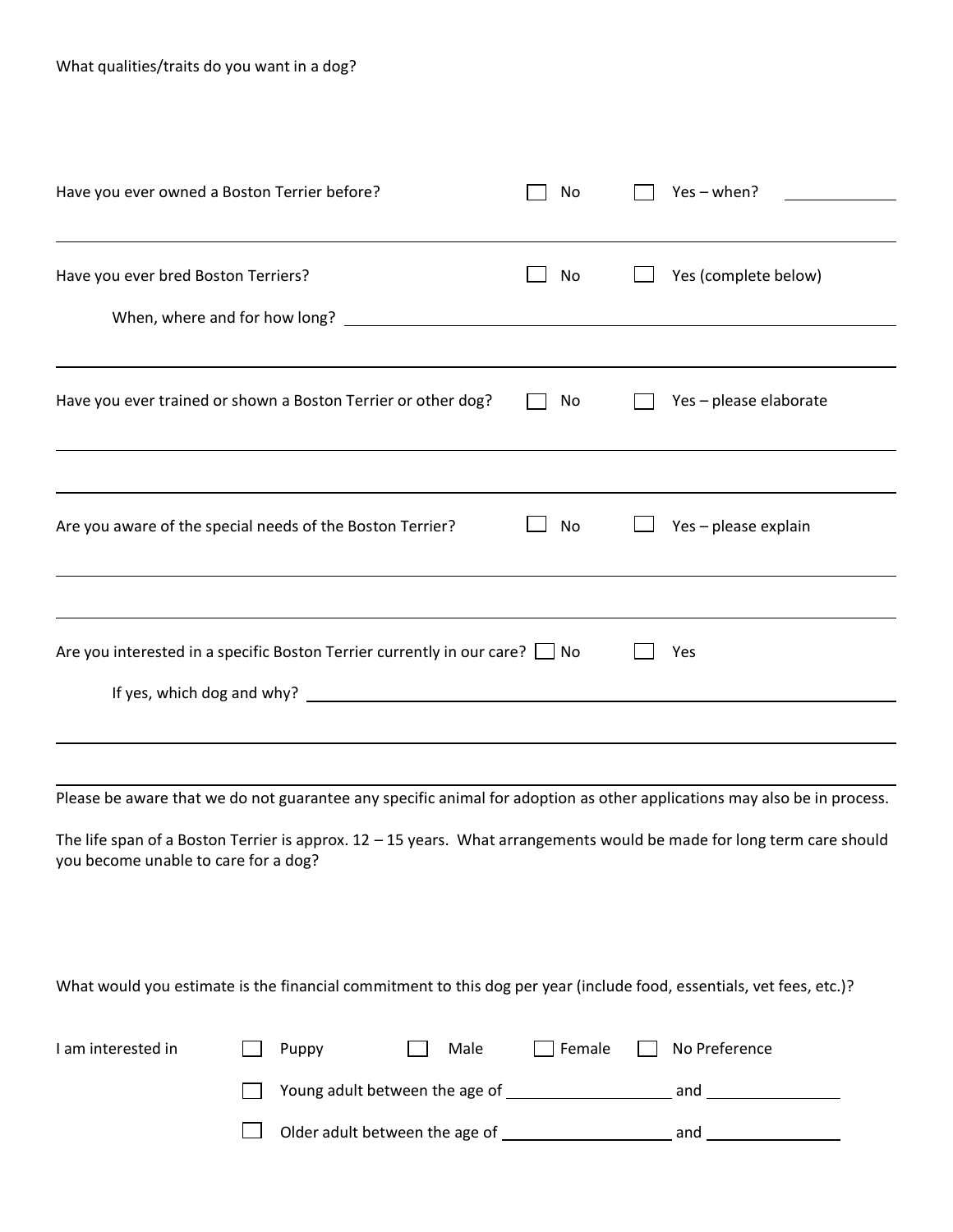What qualities/traits do you want in a dog?

Have you ever owned a Boston Terrier before? ☐ No ☐ Yes – when? ____________

---

Have you ever bred Boston Terriers? ☐ No ☐ Yes (complete below)

When, where and for how long? ______________________________________________

---

Have you ever trained or shown a Boston Terrier or other dog? ☐ No ☐ Yes – please elaborate

______________________________________________

---

Are you aware of the special needs of the Boston Terrier? ☐ No ☐ Yes – please explain

______________________________________________

---

Are you interested in a specific Boston Terrier currently in our care? ☐ No ☐ Yes

If yes, which dog and why? ______________________________________________

______________________________________________

---

Please be aware that we do not guarantee any specific animal for adoption as other applications may also be in process.

The life span of a Boston Terrier is approx. 12 – 15 years. What arrangements would be made for long term care should you become unable to care for a dog?

What would you estimate is the financial commitment to this dog per year (include food, essentials, vet fees, etc.)?

I am interested in ☐ Puppy ☐ Male ☐ Female ☐ No Preference

☐ Young adult between the age of ____________ and ____________

☐ Older adult between the age of ____________ and ____________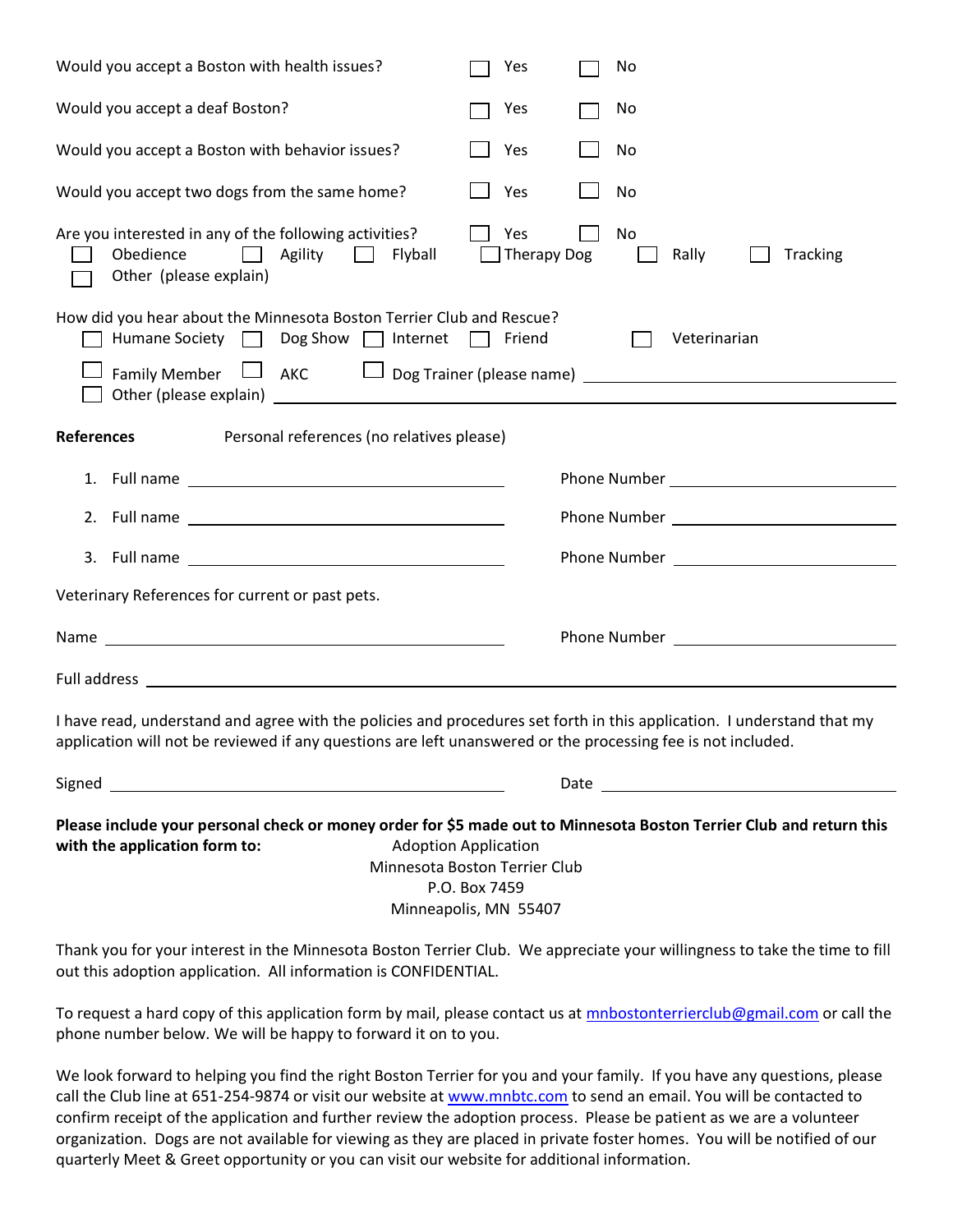Would you accept a Boston with health issues? ☐ Yes ☐ No

Would you accept a deaf Boston? ☐ Yes ☐ No

Would you accept a Boston with behavior issues? ☐ Yes ☐ No

Would you accept two dogs from the same home? ☐ Yes ☐ No

Are you interested in any of the following activities? ☐ Yes ☐ No
☐ Obedience ☐ Agility ☐ Flyball ☐ Therapy Dog ☐ Rally ☐ Tracking
☐ Other (please explain)

How did you hear about the Minnesota Boston Terrier Club and Rescue?
☐ Humane Society ☐ Dog Show ☐ Internet ☐ Friend ☐ Veterinarian
☐ Family Member ☐ AKC ☐ Dog Trainer (please name) ____________________
☐ Other (please explain) ____________________

**References** Personal references (no relatives please)

1. Full name ____________________ Phone Number ____________________
2. Full name ____________________ Phone Number ____________________
3. Full name ____________________ Phone Number ____________________

Veterinary References for current or past pets.

Name ____________________ Phone Number ____________________

Full address ____________________

I have read, understand and agree with the policies and procedures set forth in this application. I understand that my application will not be reviewed if any questions are left unanswered or the processing fee is not included.

Signed ____________________ Date ____________________

**Please include your personal check or money order for $5 made out to Minnesota Boston Terrier Club and return this with the application form to:**

Adoption Application
Minnesota Boston Terrier Club
P.O. Box 7459
Minneapolis, MN 55407

Thank you for your interest in the Minnesota Boston Terrier Club. We appreciate your willingness to take the time to fill out this adoption application. All information is CONFIDENTIAL.

To request a hard copy of this application form by mail, please contact us at mnbostonterrierclub@gmail.com or call the phone number below. We will be happy to forward it on to you.

We look forward to helping you find the right Boston Terrier for you and your family. If you have any questions, please call the Club line at 651-254-9874 or visit our website at www.mnbtc.com to send an email. You will be contacted to confirm receipt of the application and further review the adoption process. Please be patient as we are a volunteer organization. Dogs are not available for viewing as they are placed in private foster homes. You will be notified of our quarterly Meet & Greet opportunity or you can visit our website for additional information.